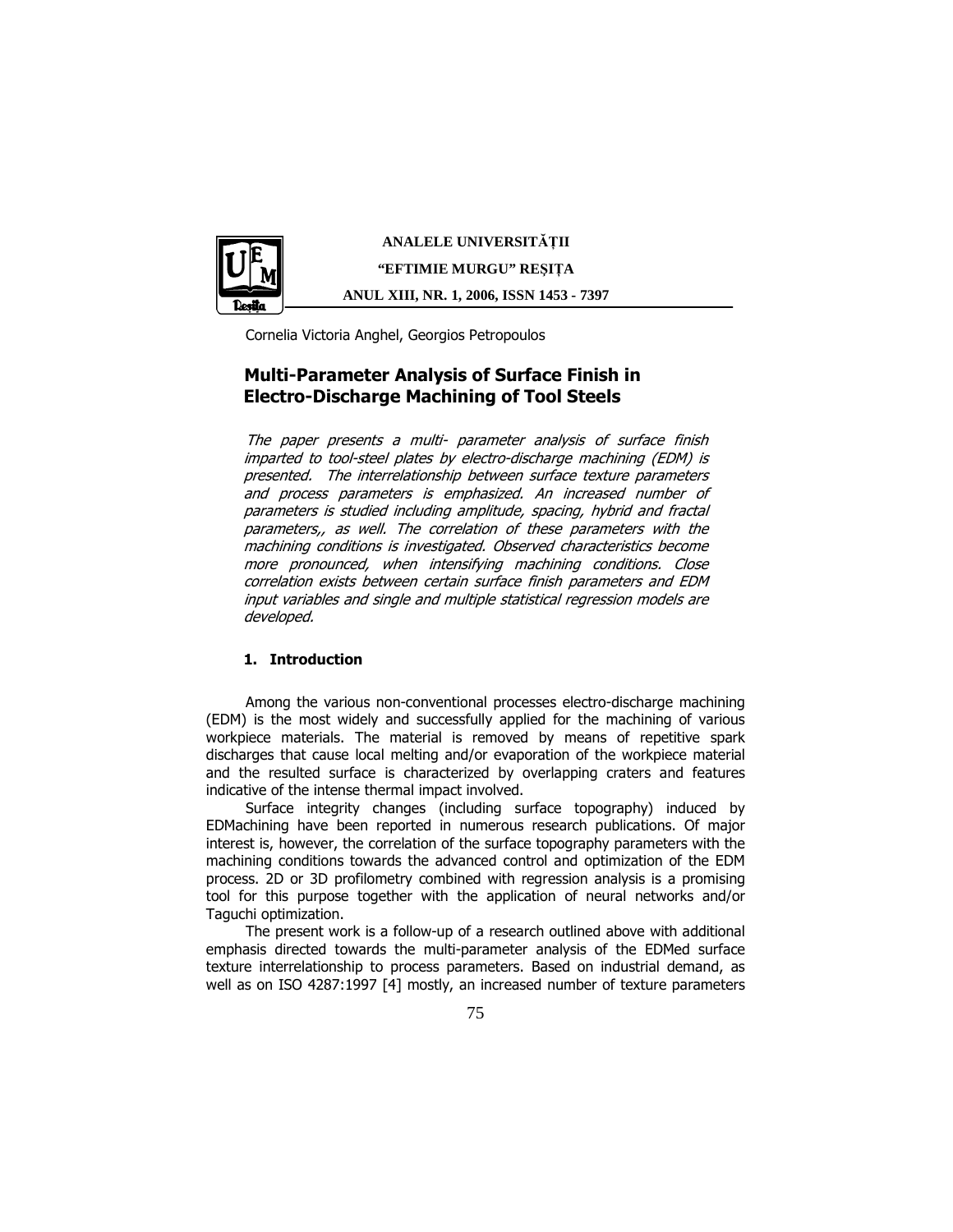Cornelia Victoria Anghel, Georgios Petropoulos

# Multi-Parameter Analysis of Surface Finish in Electro-Discharge Machining of Tool Steels

*The paper presents a multi- parameter analysis of surface finish imparted to tool-steel plates by electro-discharge machining (EDM) is presented. The interrelationship between surface texture parameters and process parameters is emphasized. An increased number of parameters is studied including amplitude, spacing, hybrid and fractal parameters,, as well. The correlation of these parameters with the machining conditions is investigated. Observed characteristics become more pronounced, when intensifying machining conditions. Close correlation exists between certain surface finish parameters and EDM input variables and single and multiple statistical regression models are developed.*

## 1. Introduction

Among the various non-conventional processes electro-discharge machining (EDM) is the most widely and successfully applied for the machining of various workpiece materials. The material is removed by means of repetitive spark discharges that cause local melting and/or evaporation of the workpiece material and the resulted surface is characterized by overlapping craters and features indicative of the intense thermal impact involved.

Surface integrity changes (including surface topography) induced by EDMachining have been reported in numerous research publications. Of major interest is, however, the correlation of the surface topography parameters with the machining conditions towards the advanced control and optimization of the EDM process. 2D or 3D profilometry combined with regression analysis is a promising tool for this purpose together with the application of neural networks and/or Taguchi optimization.

The present work is a follow-up of a research outlined above with additional emphasis directed towards the multi-parameter analysis of the EDMed surface texture interrelationship to process parameters. Based on industrial demand, as well as on ISO 4287:1997 [4] mostly, an increased number of texture parameters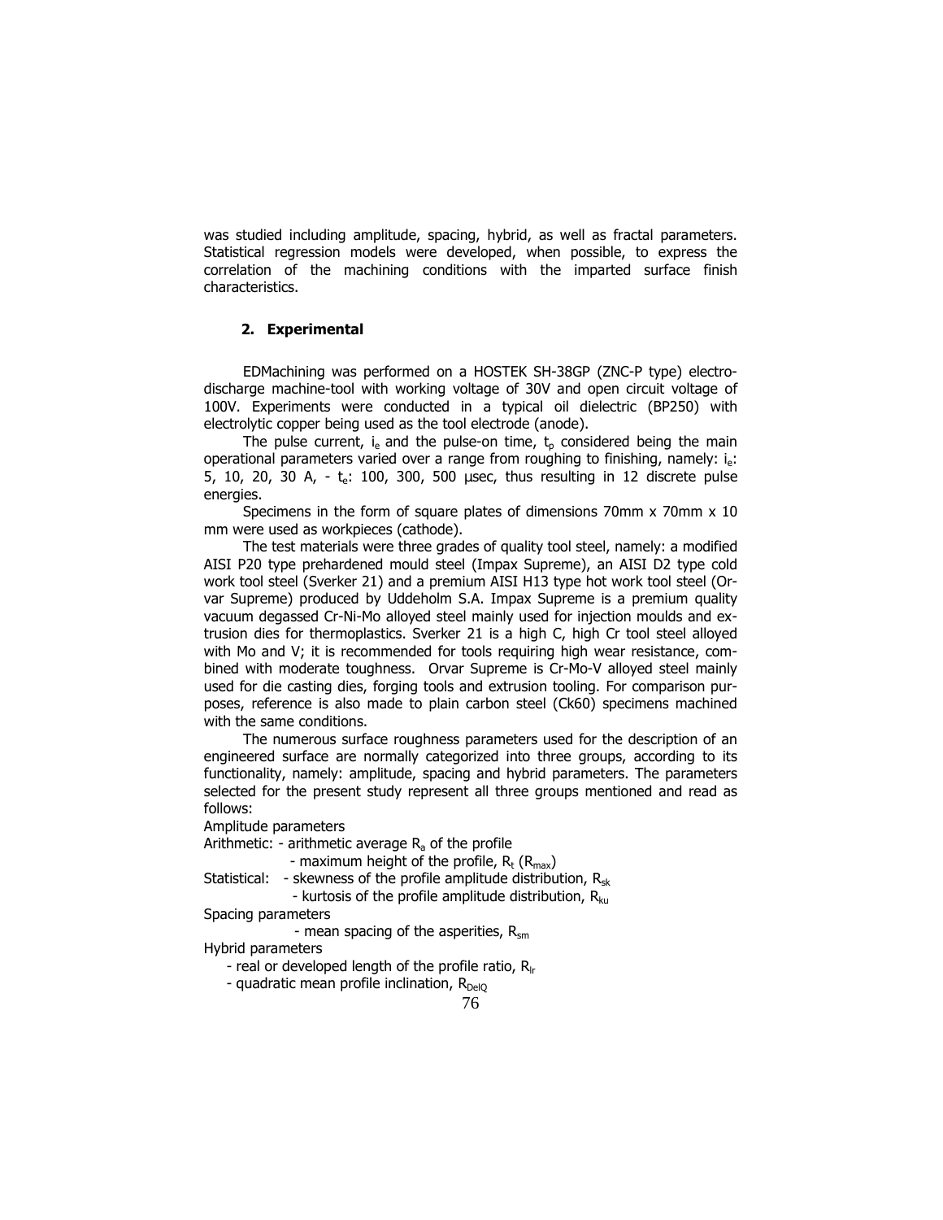was studied including amplitude, spacing, hybrid, as well as fractal parameters. Statistical regression models were developed, when possible, to express the correlation of the machining conditions with the imparted surface finish characteristics.

## 2. Experimental

EDMachining was performed on a HOSTEK SH-38GP (ZNC-P type) electro-discharge machine-tool with working voltage of 30V and open circuit voltage of 100V. Experiments were conducted in a typical oil dielectric (BP250) with electrolytic copper being used as the tool electrode (anode).

The pulse current, $i_e$ and the pulse-on time, $t_p$ considered being the main operational parameters varied over a range from roughing to finishing, namely: $i_e$: 5, 10, 20, 30 A, - $t_e$: 100, 300, 500 μsec, thus resulting in 12 discrete pulse energies.

Specimens in the form of square plates of dimensions 70mm x 70mm x 10 mm were used as workpieces (cathode).

The test materials were three grades of quality tool steel, namely: a modified AISI P20 type prehardened mould steel (Impax Supreme), an AISI D2 type cold work tool steel (Sverker 21) and a premium AISI H13 type hot work tool steel (Orvar Supreme) produced by Uddeholm S.A. Impax Supreme is a premium quality vacuum degassed Cr-Ni-Mo alloyed steel mainly used for injection moulds and extrusion dies for thermoplastics. Sverker 21 is a high C, high Cr tool steel alloyed with Mo and V; it is recommended for tools requiring high wear resistance, combined with moderate toughness. Orvar Supreme is Cr-Mo-V alloyed steel mainly used for die casting dies, forging tools and extrusion tooling. For comparison purposes, reference is also made to plain carbon steel (Ck60) specimens machined with the same conditions.

The numerous surface roughness parameters used for the description of an engineered surface are normally categorized into three groups, according to its functionality, namely: amplitude, spacing and hybrid parameters. The parameters selected for the present study represent all three groups mentioned and read as follows:

Amplitude parameters

Arithmetic: - arithmetic average $R_a$ of the profile

- maximum height of the profile, $R_t$ ($R_{max}$)

Statistical: - skewness of the profile amplitude distribution, $R_{sk}$

- kurtosis of the profile amplitude distribution, $R_{ku}$

Spacing parameters

- mean spacing of the asperities, $R_{sm}$

Hybrid parameters

- real or developed length of the profile ratio, $R_{lr}$
- quadratic mean profile inclination, $R_{DelQ}$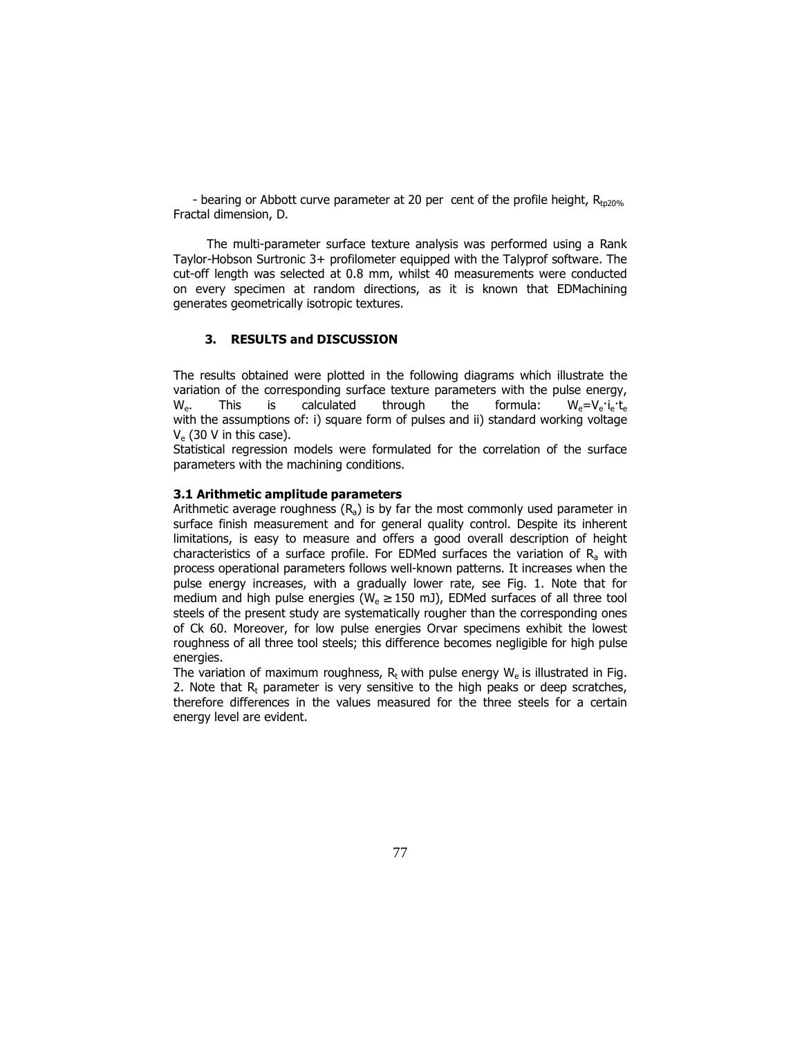- bearing or Abbott curve parameter at 20 per cent of the profile height, $R_{tp20\%}$
Fractal dimension, D.

The multi-parameter surface texture analysis was performed using a Rank Taylor-Hobson Surtronic 3+ profilometer equipped with the Talyprof software. The cut-off length was selected at 0.8 mm, whilst 40 measurements were conducted on every specimen at random directions, as it is known that EDMachining generates geometrically isotropic textures.

## 3. RESULTS and DISCUSSION

The results obtained were plotted in the following diagrams which illustrate the variation of the corresponding surface texture parameters with the pulse energy, $W_e$. This is calculated through the formula: $W_e = V_e \cdot i_e \cdot t_e$ with the assumptions of: i) square form of pulses and ii) standard working voltage $V_e$ (30 V in this case).

Statistical regression models were formulated for the correlation of the surface parameters with the machining conditions.

### 3.1 Arithmetic amplitude parameters

Arithmetic average roughness ($R_a$) is by far the most commonly used parameter in surface finish measurement and for general quality control. Despite its inherent limitations, is easy to measure and offers a good overall description of height characteristics of a surface profile. For EDMed surfaces the variation of $R_a$ with process operational parameters follows well-known patterns. It increases when the pulse energy increases, with a gradually lower rate, see Fig. 1. Note that for medium and high pulse energies ($W_e \geq 150$ mJ), EDMed surfaces of all three tool steels of the present study are systematically rougher than the corresponding ones of Ck 60. Moreover, for low pulse energies Orvar specimens exhibit the lowest roughness of all three tool steels; this difference becomes negligible for high pulse energies.

The variation of maximum roughness, $R_t$ with pulse energy $W_e$ is illustrated in Fig. 2. Note that $R_t$ parameter is very sensitive to the high peaks or deep scratches, therefore differences in the values measured for the three steels for a certain energy level are evident.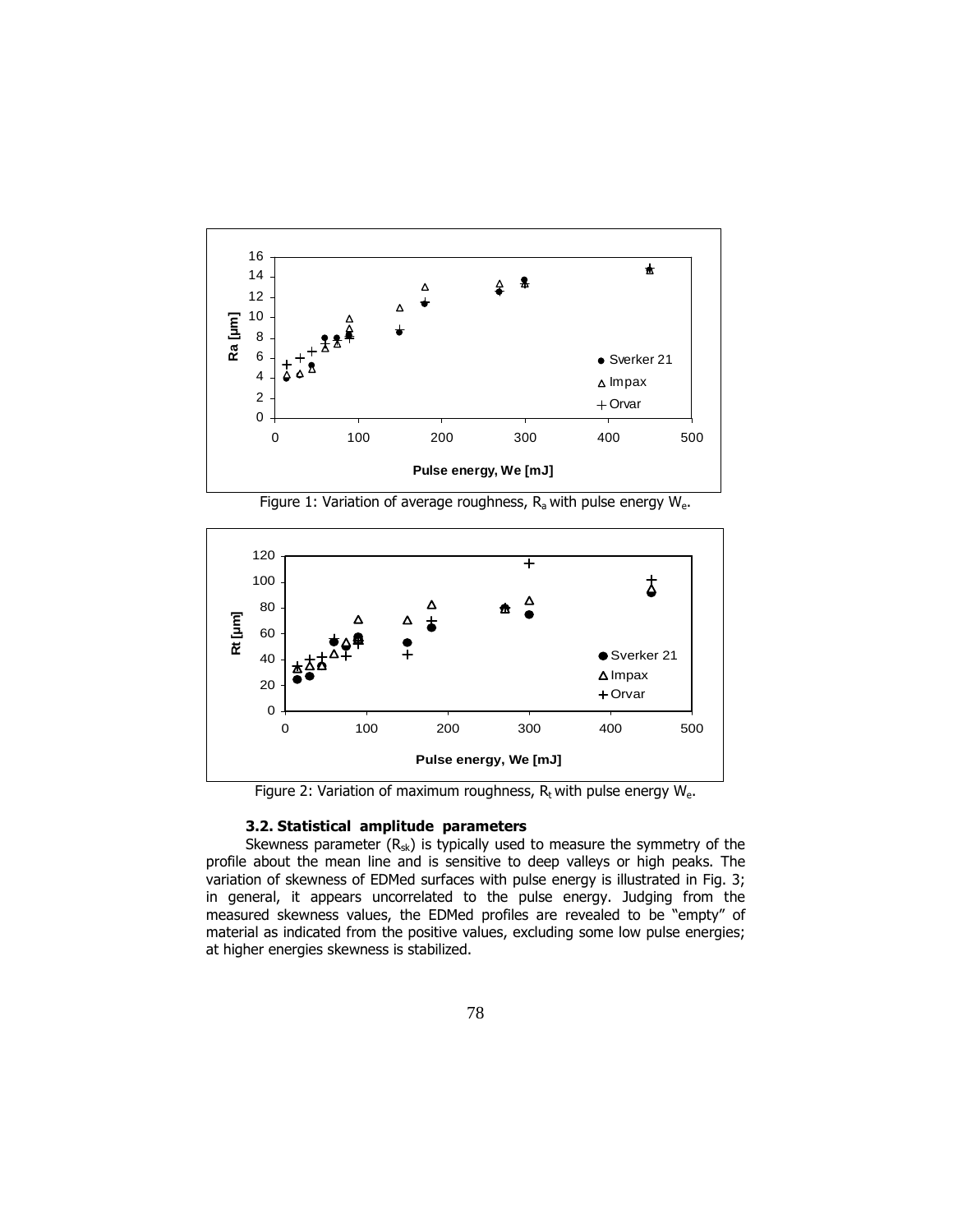Figure 1: Variation of average roughness, $R_a$ with pulse energy $W_e$.

Figure 2: Variation of maximum roughness, $R_t$ with pulse energy $W_e$.

### 3.2. Statistical amplitude parameters

Skewness parameter ($R_{sk}$) is typically used to measure the symmetry of the profile about the mean line and is sensitive to deep valleys or high peaks. The variation of skewness of EDMed surfaces with pulse energy is illustrated in Fig. 3; in general, it appears uncorrelated to the pulse energy. Judging from the measured skewness values, the EDMed profiles are revealed to be "empty" of material as indicated from the positive values, excluding some low pulse energies; at higher energies skewness is stabilized.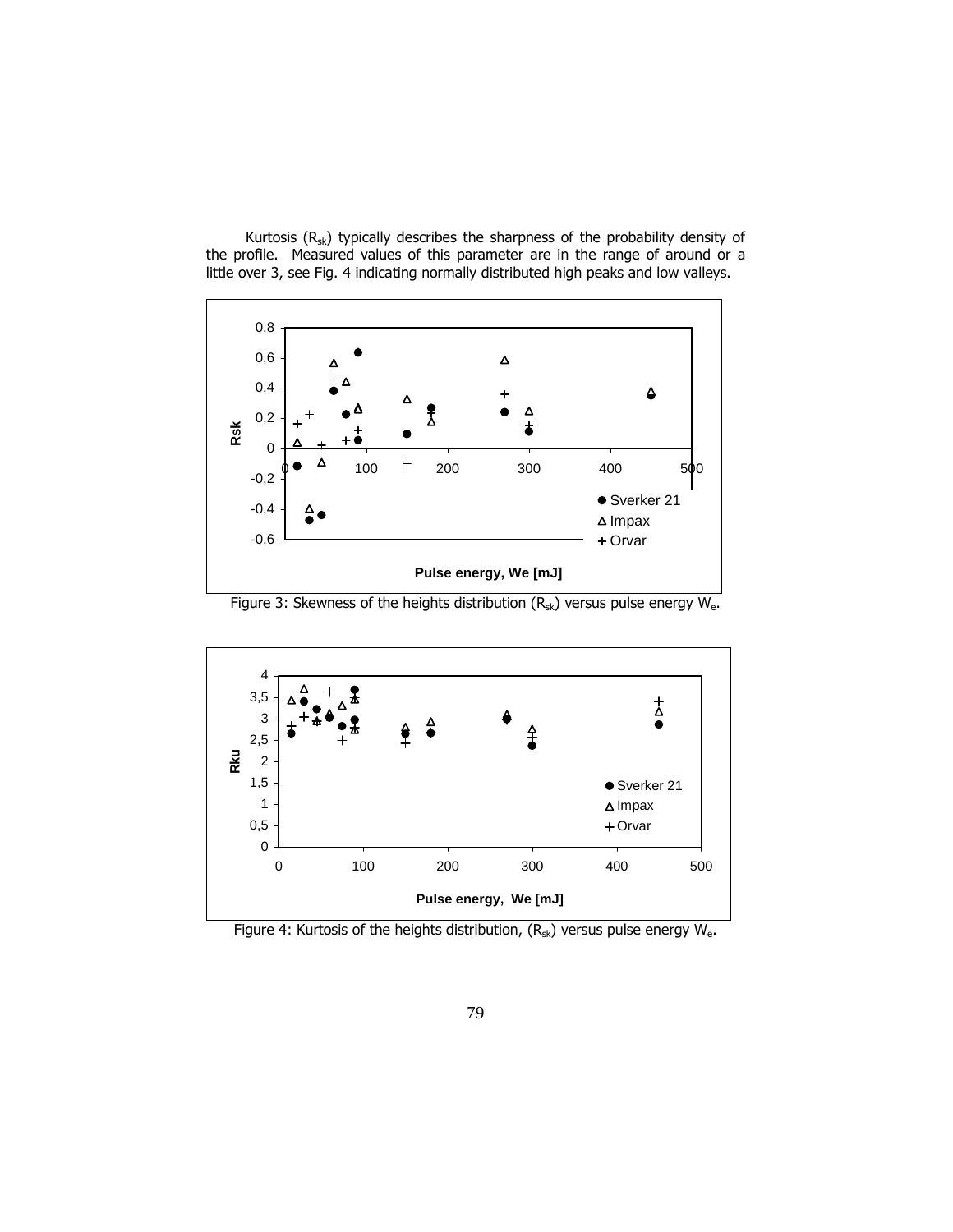Kurtosis ($R_{sk}$) typically describes the sharpness of the probability density of the profile. Measured values of this parameter are in the range of around or a little over 3, see Fig. 4 indicating normally distributed high peaks and low valleys.

Figure 3: Skewness of the heights distribution ($R_{sk}$) versus pulse energy $W_e$.

Figure 4: Kurtosis of the heights distribution, ($R_{sk}$) versus pulse energy $W_e$.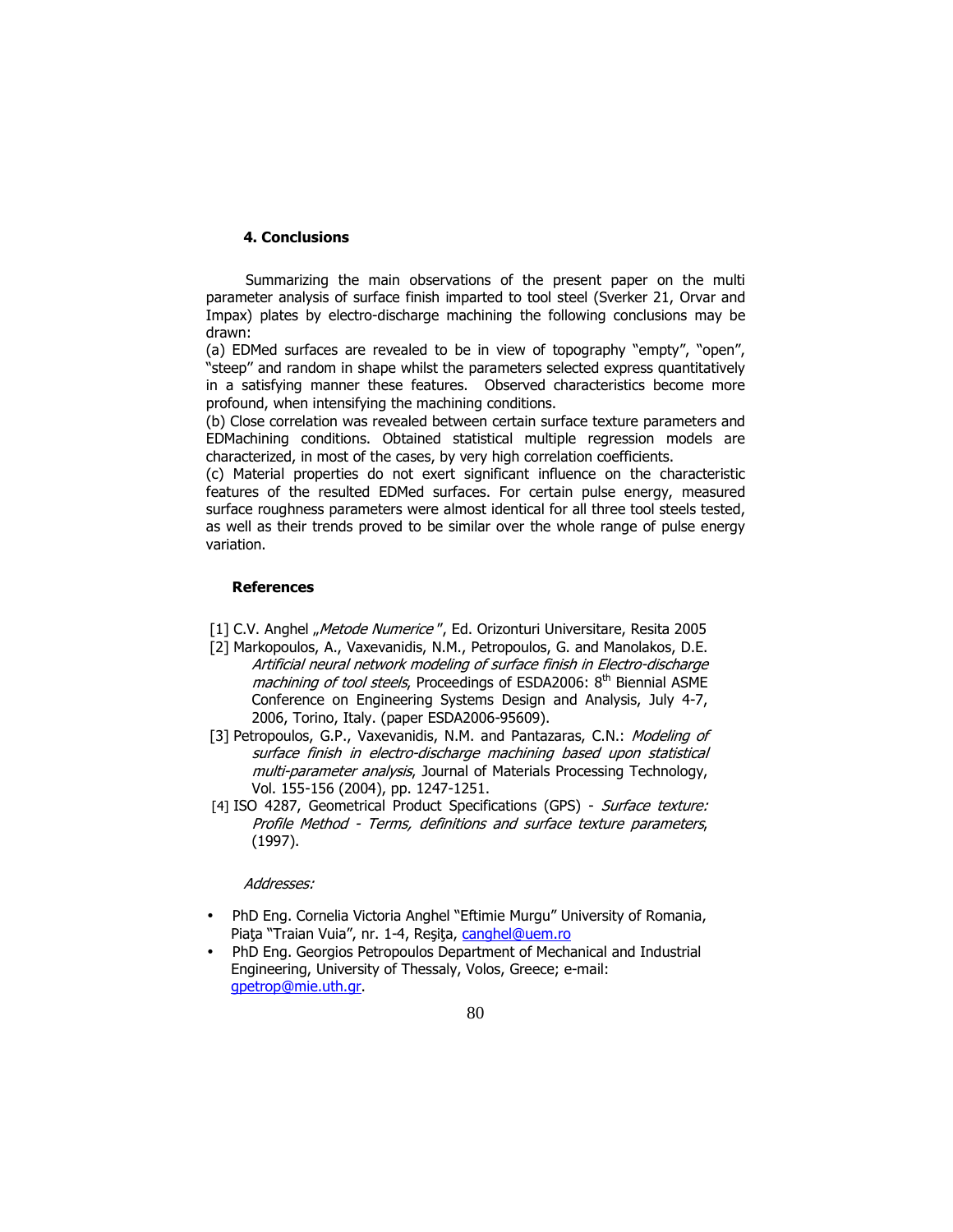## 4. Conclusions

Summarizing the main observations of the present paper on the multi parameter analysis of surface finish imparted to tool steel (Sverker 21, Orvar and Impax) plates by electro-discharge machining the following conclusions may be drawn:

(a) EDMed surfaces are revealed to be in view of topography "empty", "open", "steep" and random in shape whilst the parameters selected express quantitatively in a satisfying manner these features. Observed characteristics become more profound, when intensifying the machining conditions.

(b) Close correlation was revealed between certain surface texture parameters and EDMachining conditions. Obtained statistical multiple regression models are characterized, in most of the cases, by very high correlation coefficients.

(c) Material properties do not exert significant influence on the characteristic features of the resulted EDMed surfaces. For certain pulse energy, measured surface roughness parameters were almost identical for all three tool steels tested, as well as their trends proved to be similar over the whole range of pulse energy variation.

## References

[1] C.V. Anghel „*Metode Numerice*", Ed. Orizonturi Universitare, Resita 2005

[2] Markopoulos, A., Vaxevanidis, N.M., Petropoulos, G. and Manolakos, D.E. *Artificial neural network modeling of surface finish in Electro-discharge machining of tool steels*, Proceedings of ESDA2006: 8th Biennial ASME Conference on Engineering Systems Design and Analysis, July 4-7, 2006, Torino, Italy. (paper ESDA2006-95609).

[3] Petropoulos, G.P., Vaxevanidis, N.M. and Pantazaras, C.N.: *Modeling of surface finish in electro-discharge machining based upon statistical multi-parameter analysis*, Journal of Materials Processing Technology, Vol. 155-156 (2004), pp. 1247-1251.

[4] ISO 4287, Geometrical Product Specifications (GPS) - *Surface texture: Profile Method - Terms, definitions and surface texture parameters*, (1997).

*Addresses:*

- PhD Eng. Cornelia Victoria Anghel "Eftimie Murgu" University of Romania, Piaţa "Traian Vuia", nr. 1-4, Reşiţa, canghel@uem.ro
- PhD Eng. Georgios Petropoulos Department of Mechanical and Industrial Engineering, University of Thessaly, Volos, Greece; e-mail: gpetrop@mie.uth.gr.